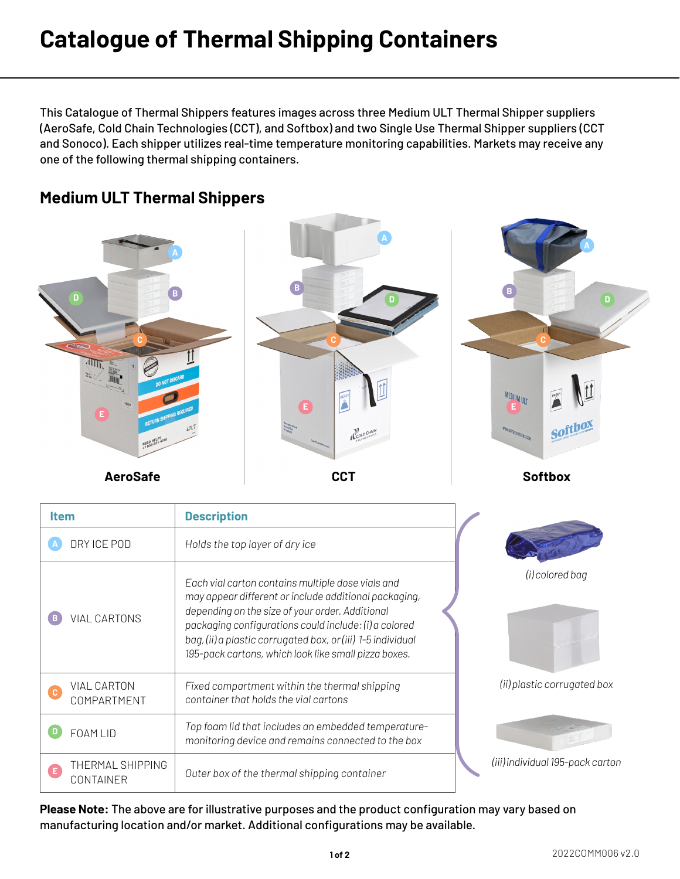# Catalogue of Thermal Shipping Containers

This Catalogue of Thermal Shippers features images across three Medium ULT Thermal Shipper suppliers (AeroSafe, Cold Chain Technologies (CCT), and Softbox) and two Single Use Thermal Shipper suppliers (CCT and Sonoco). Each shipper utilizes real-time temperature monitoring capabilities. Markets may receive any one of the following thermal shipping containers.

## Medium ULT Thermal Shippers

**AeroSafe** **CCT** **Softbox**

| Item | Description |
|---|---|
| A DRY ICE POD | *Holds the top layer of dry ice* |
| B VIAL CARTONS | *Each vial carton contains multiple dose vials and may appear different or include additional packaging, depending on the size of your order. Additional packaging configurations could include: (i) a colored bag, (ii) a plastic corrugated box, or (iii) 1-5 individual 195-pack cartons, which look like small pizza boxes.* |
| C VIAL CARTON COMPARTMENT | *Fixed compartment within the thermal shipping container that holds the vial cartons* |
| D FOAM LID | *Top foam lid that includes an embedded temperature-monitoring device and remains connected to the box* |
| E THERMAL SHIPPING CONTAINER | *Outer box of the thermal shipping container* |

*(i) colored bag*

*(ii) plastic corrugated box*

*(iii) individual 195-pack carton*

**Please Note:** The above are for illustrative purposes and the product configuration may vary based on manufacturing location and/or market. Additional configurations may be available.

2022COMM006 v2.0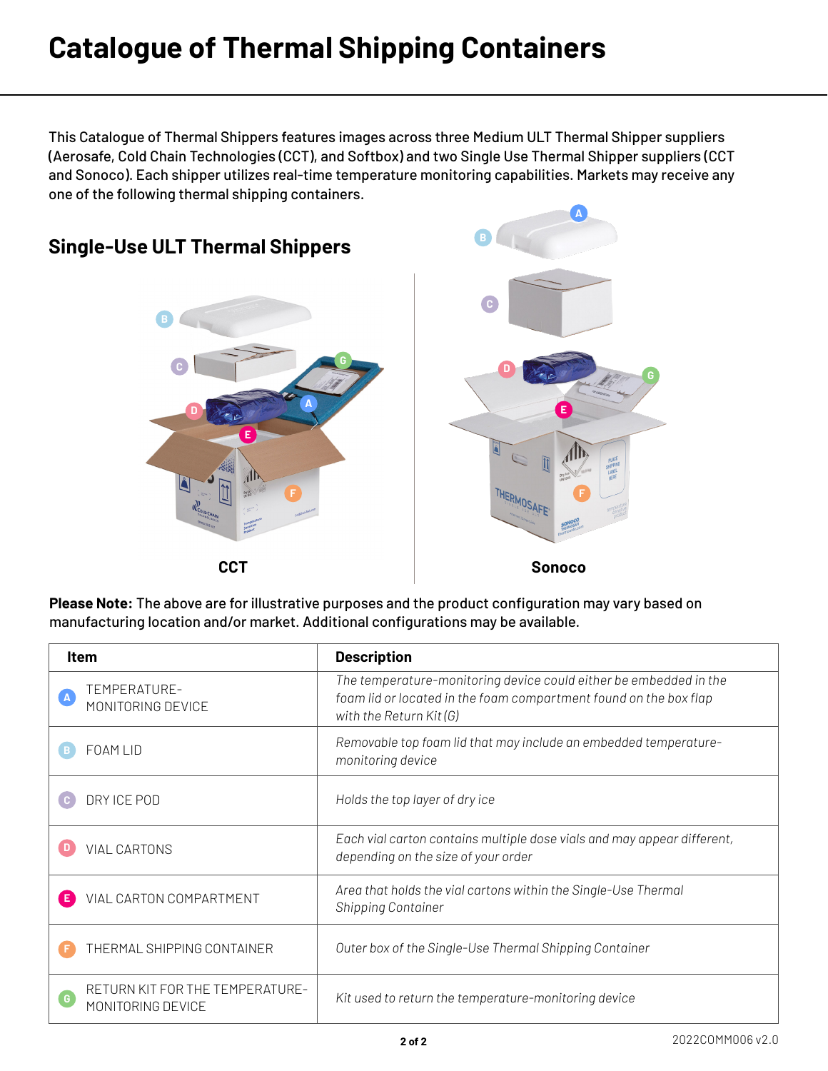# Catalogue of Thermal Shipping Containers

This Catalogue of Thermal Shippers features images across three Medium ULT Thermal Shipper suppliers (Aerosafe, Cold Chain Technologies (CCT), and Softbox) and two Single Use Thermal Shipper suppliers (CCT and Sonoco). Each shipper utilizes real-time temperature monitoring capabilities. Markets may receive any one of the following thermal shipping containers.

## Single-Use ULT Thermal Shippers

CCT

Sonoco

**Please Note:** The above are for illustrative purposes and the product configuration may vary based on manufacturing location and/or market. Additional configurations may be available.

| Item | Description |
|---|---|
| A TEMPERATURE-MONITORING DEVICE | *The temperature-monitoring device could either be embedded in the foam lid or located in the foam compartment found on the box flap with the Return Kit (G)* |
| B FOAM LID | *Removable top foam lid that may include an embedded temperature-monitoring device* |
| C DRY ICE POD | *Holds the top layer of dry ice* |
| D VIAL CARTONS | *Each vial carton contains multiple dose vials and may appear different, depending on the size of your order* |
| E VIAL CARTON COMPARTMENT | *Area that holds the vial cartons within the Single-Use Thermal Shipping Container* |
| F THERMAL SHIPPING CONTAINER | *Outer box of the Single-Use Thermal Shipping Container* |
| G RETURN KIT FOR THE TEMPERATURE-MONITORING DEVICE | *Kit used to return the temperature-monitoring device* |

2022COMM006 v2.0